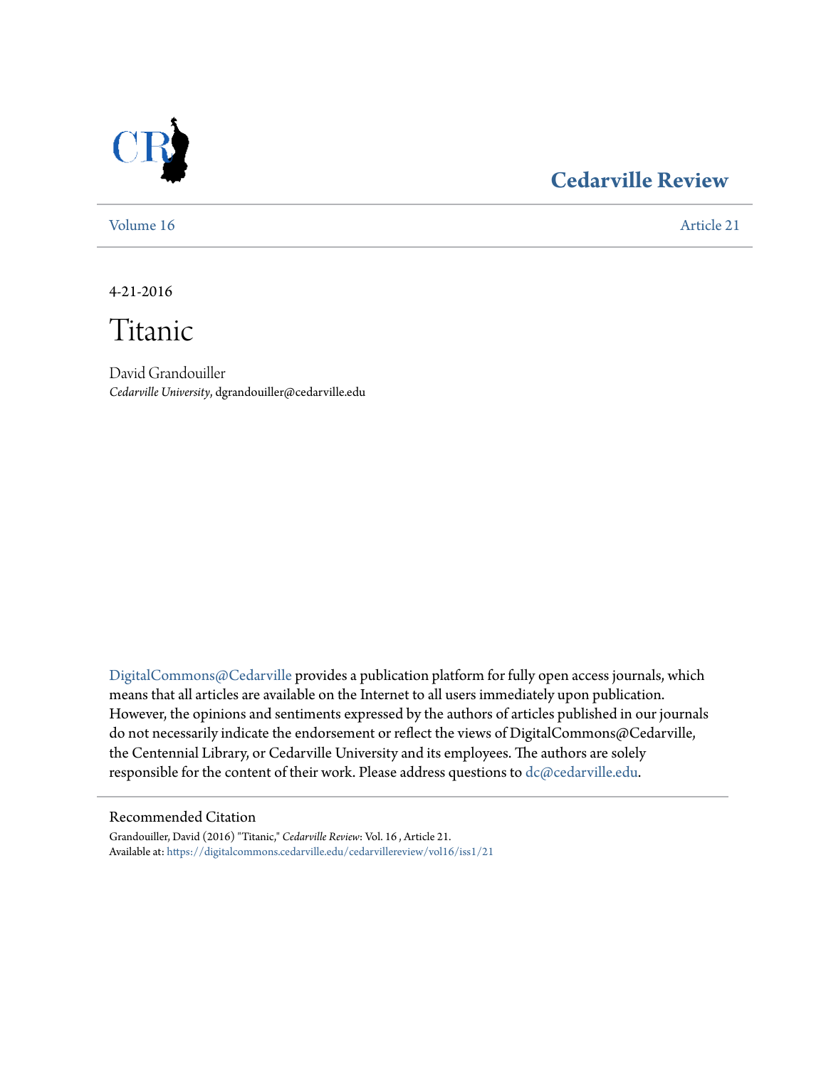# Cedarville Review

Volume 16 | Article 21

4-21-2016

# Titanic

David Grandouiller
*Cedarville University*, dgrandouiller@cedarville.edu

DigitalCommons@Cedarville provides a publication platform for fully open access journals, which means that all articles are available on the Internet to all users immediately upon publication. However, the opinions and sentiments expressed by the authors of articles published in our journals do not necessarily indicate the endorsement or reflect the views of DigitalCommons@Cedarville, the Centennial Library, or Cedarville University and its employees. The authors are solely responsible for the content of their work. Please address questions to dc@cedarville.edu.

## Recommended Citation

Grandouiller, David (2016) "Titanic," *Cedarville Review*: Vol. 16 , Article 21.
Available at: https://digitalcommons.cedarville.edu/cedarvillereview/vol16/iss1/21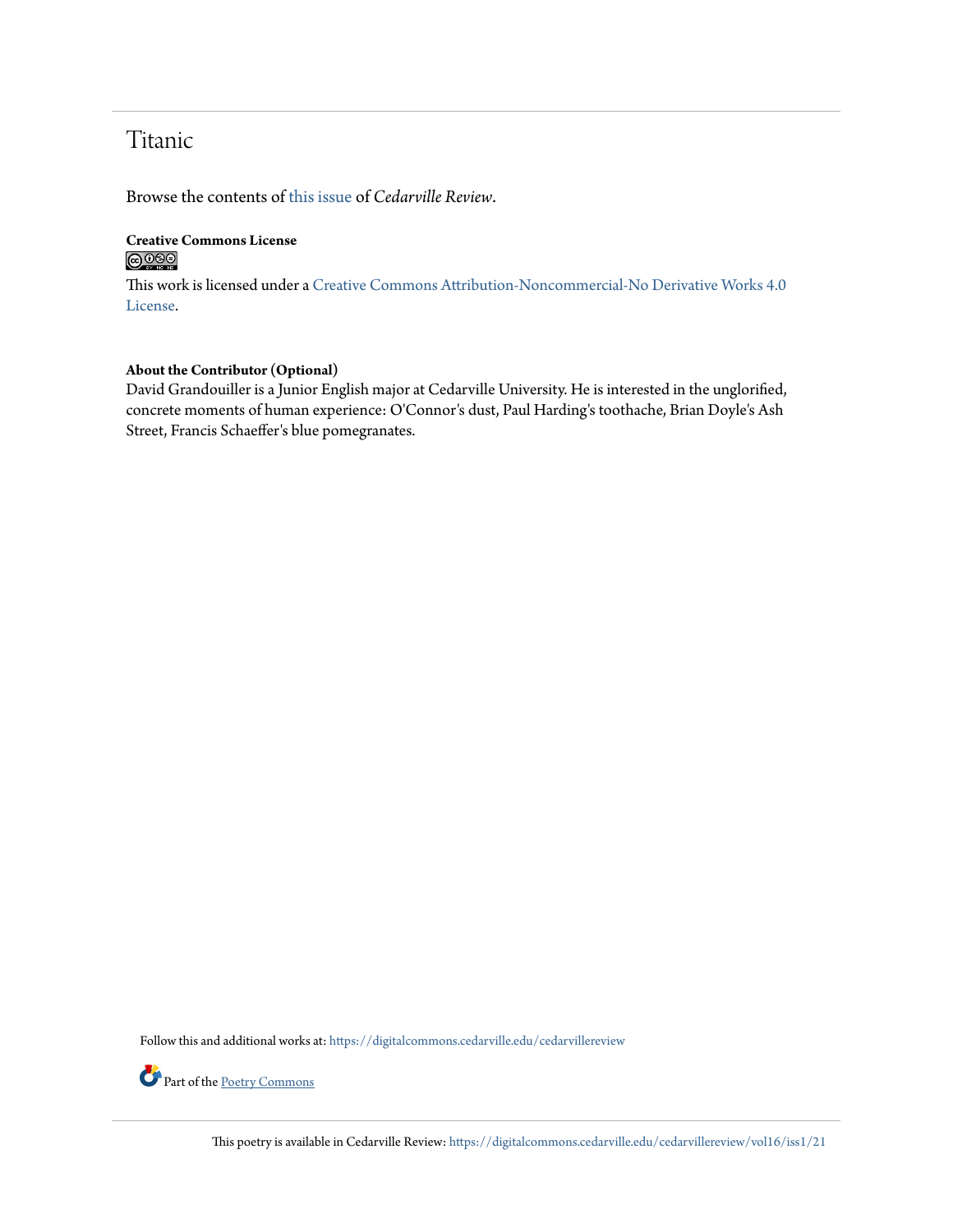# Titanic

Browse the contents of this issue of *Cedarville Review*.

**Creative Commons License**

This work is licensed under a Creative Commons Attribution-Noncommercial-No Derivative Works 4.0 License.

**About the Contributor (Optional)**

David Grandouiller is a Junior English major at Cedarville University. He is interested in the unglorified, concrete moments of human experience: O'Connor's dust, Paul Harding's toothache, Brian Doyle's Ash Street, Francis Schaeffer's blue pomegranates.

Follow this and additional works at: https://digitalcommons.cedarville.edu/cedarvillereview

Part of the Poetry Commons

This poetry is available in Cedarville Review: https://digitalcommons.cedarville.edu/cedarvillereview/vol16/iss1/21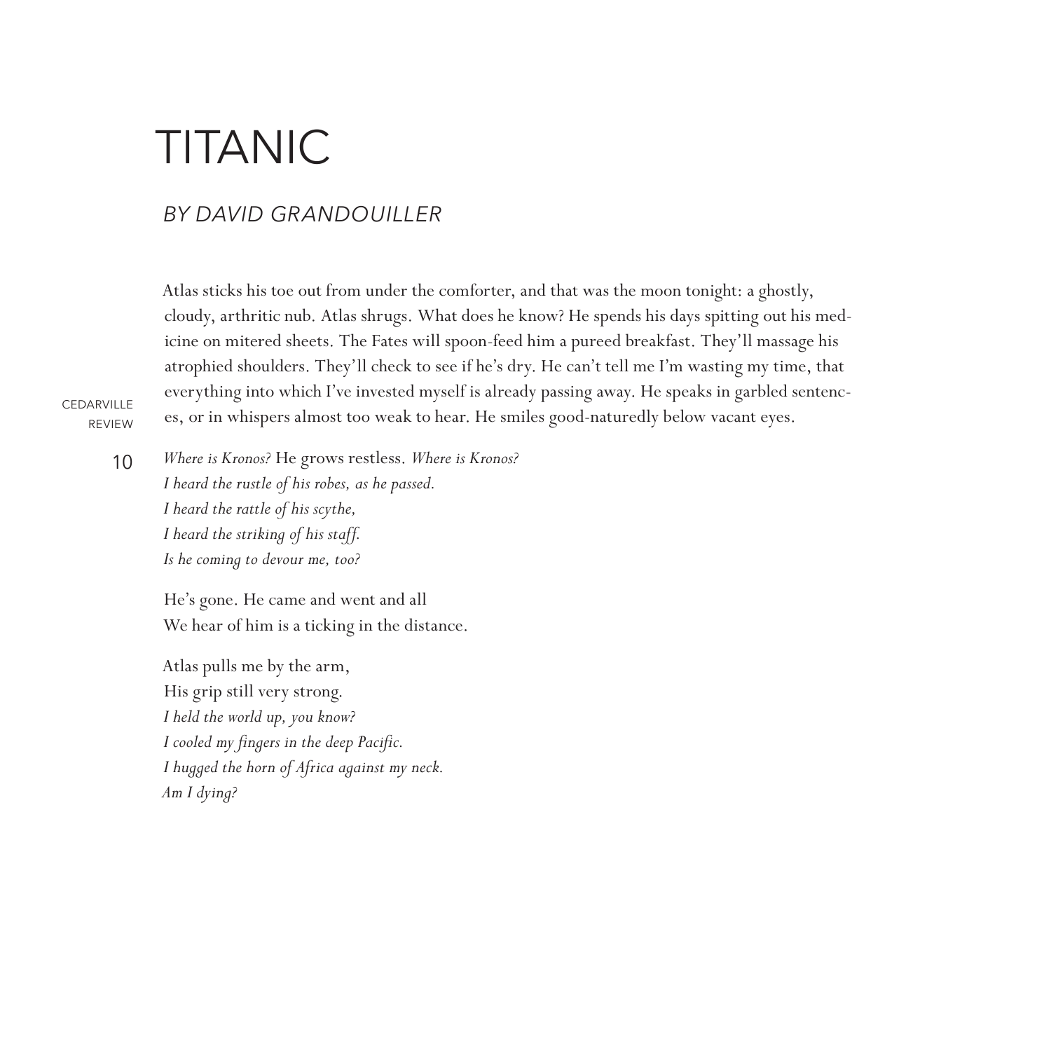# TITANIC

## *BY DAVID GRANDOUILLER*

Atlas sticks his toe out from under the comforter, and that was the moon tonight: a ghostly, cloudy, arthritic nub. Atlas shrugs. What does he know? He spends his days spitting out his medicine on mitered sheets. The Fates will spoon-feed him a pureed breakfast. They'll massage his atrophied shoulders. They'll check to see if he's dry. He can't tell me I'm wasting my time, that everything into which I've invested myself is already passing away. He speaks in garbled sentences, or in whispers almost too weak to hear. He smiles good-naturedly below vacant eyes.

*Where is Kronos?* He grows restless. *Where is Kronos?*
*I heard the rustle of his robes, as he passed.*
*I heard the rattle of his scythe,*
*I heard the striking of his staff.*
*Is he coming to devour me, too?*

He's gone. He came and went and all
We hear of him is a ticking in the distance.

Atlas pulls me by the arm,
His grip still very strong.
*I held the world up, you know?*
*I cooled my fingers in the deep Pacific.*
*I hugged the horn of Africa against my neck.*
*Am I dying?*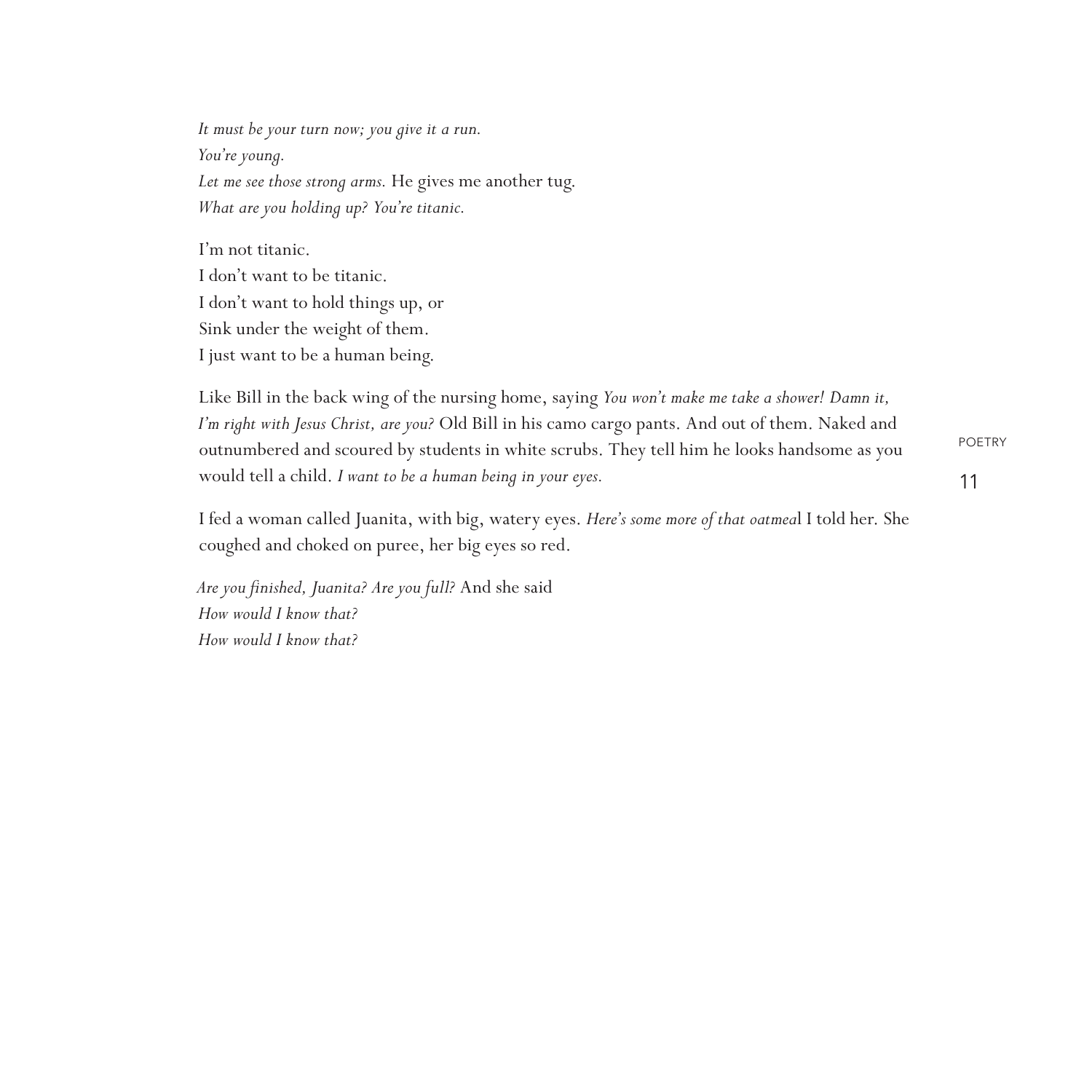*It must be your turn now; you give it a run.*
*You're young.*
*Let me see those strong arms.* He gives me another tug.
*What are you holding up? You're titanic.*

I'm not titanic.
I don't want to be titanic.
I don't want to hold things up, or
Sink under the weight of them.
I just want to be a human being.

Like Bill in the back wing of the nursing home, saying *You won't make me take a shower! Damn it, I'm right with Jesus Christ, are you?* Old Bill in his camo cargo pants. And out of them. Naked and outnumbered and scoured by students in white scrubs. They tell him he looks handsome as you would tell a child. *I want to be a human being in your eyes.*

I fed a woman called Juanita, with big, watery eyes. *Here's some more of that oatmea*l I told her. She coughed and choked on puree, her big eyes so red.

*Are you finished, Juanita? Are you full?* And she said
*How would I know that?*
*How would I know that?*